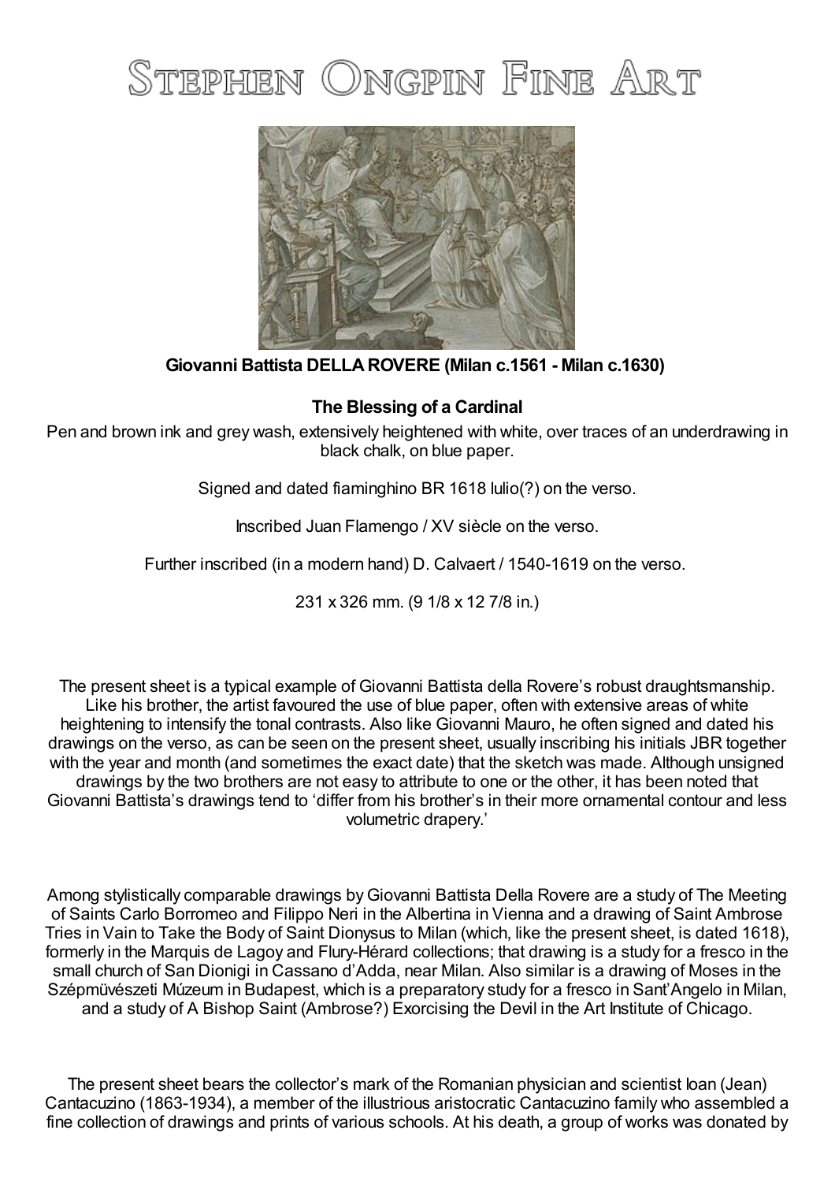# Stephen Ongpin Fine Art

**Giovanni Battista DELLA ROVERE (Milan c.1561 - Milan c.1630)**

**The Blessing of a Cardinal**

Pen and brown ink and grey wash, extensively heightened with white, over traces of an underdrawing in black chalk, on blue paper.

Signed and dated fiaminghino BR 1618 lulio(?) on the verso.

Inscribed Juan Flamengo / XV siècle on the verso.

Further inscribed (in a modern hand) D. Calvaert / 1540-1619 on the verso.

231 x 326 mm. (9 1/8 x 12 7/8 in.)

The present sheet is a typical example of Giovanni Battista della Rovere's robust draughtsmanship. Like his brother, the artist favoured the use of blue paper, often with extensive areas of white heightening to intensify the tonal contrasts. Also like Giovanni Mauro, he often signed and dated his drawings on the verso, as can be seen on the present sheet, usually inscribing his initials JBR together with the year and month (and sometimes the exact date) that the sketch was made. Although unsigned drawings by the two brothers are not easy to attribute to one or the other, it has been noted that Giovanni Battista's drawings tend to 'differ from his brother's in their more ornamental contour and less volumetric drapery.'

Among stylistically comparable drawings by Giovanni Battista Della Rovere are a study of The Meeting of Saints Carlo Borromeo and Filippo Neri in the Albertina in Vienna and a drawing of Saint Ambrose Tries in Vain to Take the Body of Saint Dionysus to Milan (which, like the present sheet, is dated 1618), formerly in the Marquis de Lagoy and Flury-Hérard collections; that drawing is a study for a fresco in the small church of San Dionigi in Cassano d'Adda, near Milan. Also similar is a drawing of Moses in the Szépmüvészeti Múzeum in Budapest, which is a preparatory study for a fresco in Sant'Angelo in Milan, and a study of A Bishop Saint (Ambrose?) Exorcising the Devil in the Art Institute of Chicago.

The present sheet bears the collector's mark of the Romanian physician and scientist Ioan (Jean) Cantacuzino (1863-1934), a member of the illustrious aristocratic Cantacuzino family who assembled a fine collection of drawings and prints of various schools. At his death, a group of works was donated by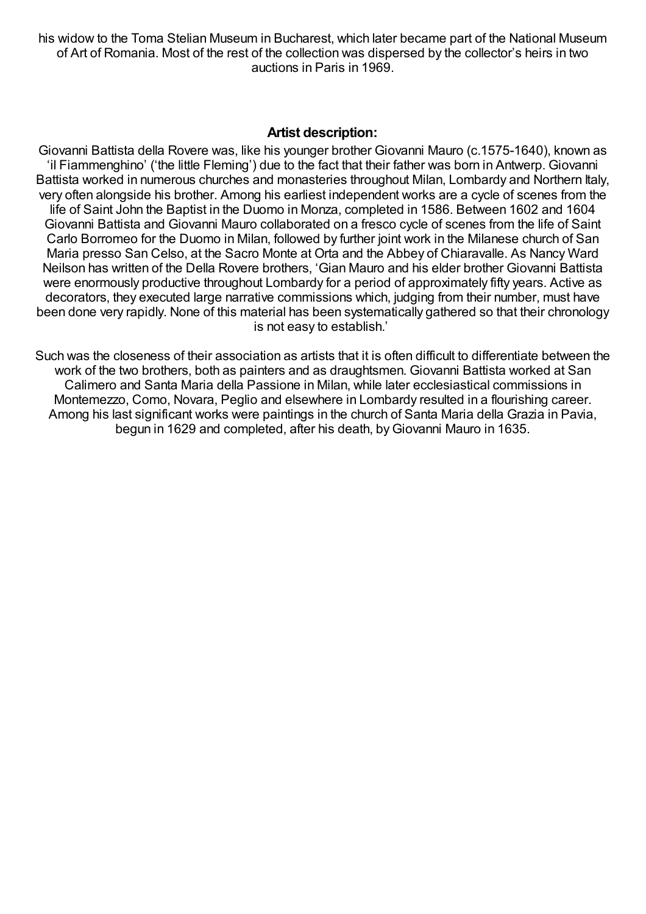his widow to the Toma Stelian Museum in Bucharest, which later became part of the National Museum of Art of Romania. Most of the rest of the collection was dispersed by the collector's heirs in two auctions in Paris in 1969.

### Artist description:

Giovanni Battista della Rovere was, like his younger brother Giovanni Mauro (c.1575-1640), known as 'il Fiammenghino' ('the little Fleming') due to the fact that their father was born in Antwerp. Giovanni Battista worked in numerous churches and monasteries throughout Milan, Lombardy and Northern Italy, very often alongside his brother. Among his earliest independent works are a cycle of scenes from the life of Saint John the Baptist in the Duomo in Monza, completed in 1586. Between 1602 and 1604 Giovanni Battista and Giovanni Mauro collaborated on a fresco cycle of scenes from the life of Saint Carlo Borromeo for the Duomo in Milan, followed by further joint work in the Milanese church of San Maria presso San Celso, at the Sacro Monte at Orta and the Abbey of Chiaravalle. As Nancy Ward Neilson has written of the Della Rovere brothers, 'Gian Mauro and his elder brother Giovanni Battista were enormously productive throughout Lombardy for a period of approximately fifty years. Active as decorators, they executed large narrative commissions which, judging from their number, must have been done very rapidly. None of this material has been systematically gathered so that their chronology is not easy to establish.'

Such was the closeness of their association as artists that it is often difficult to differentiate between the work of the two brothers, both as painters and as draughtsmen. Giovanni Battista worked at San Calimero and Santa Maria della Passione in Milan, while later ecclesiastical commissions in Montemezzo, Como, Novara, Peglio and elsewhere in Lombardy resulted in a flourishing career. Among his last significant works were paintings in the church of Santa Maria della Grazia in Pavia, begun in 1629 and completed, after his death, by Giovanni Mauro in 1635.